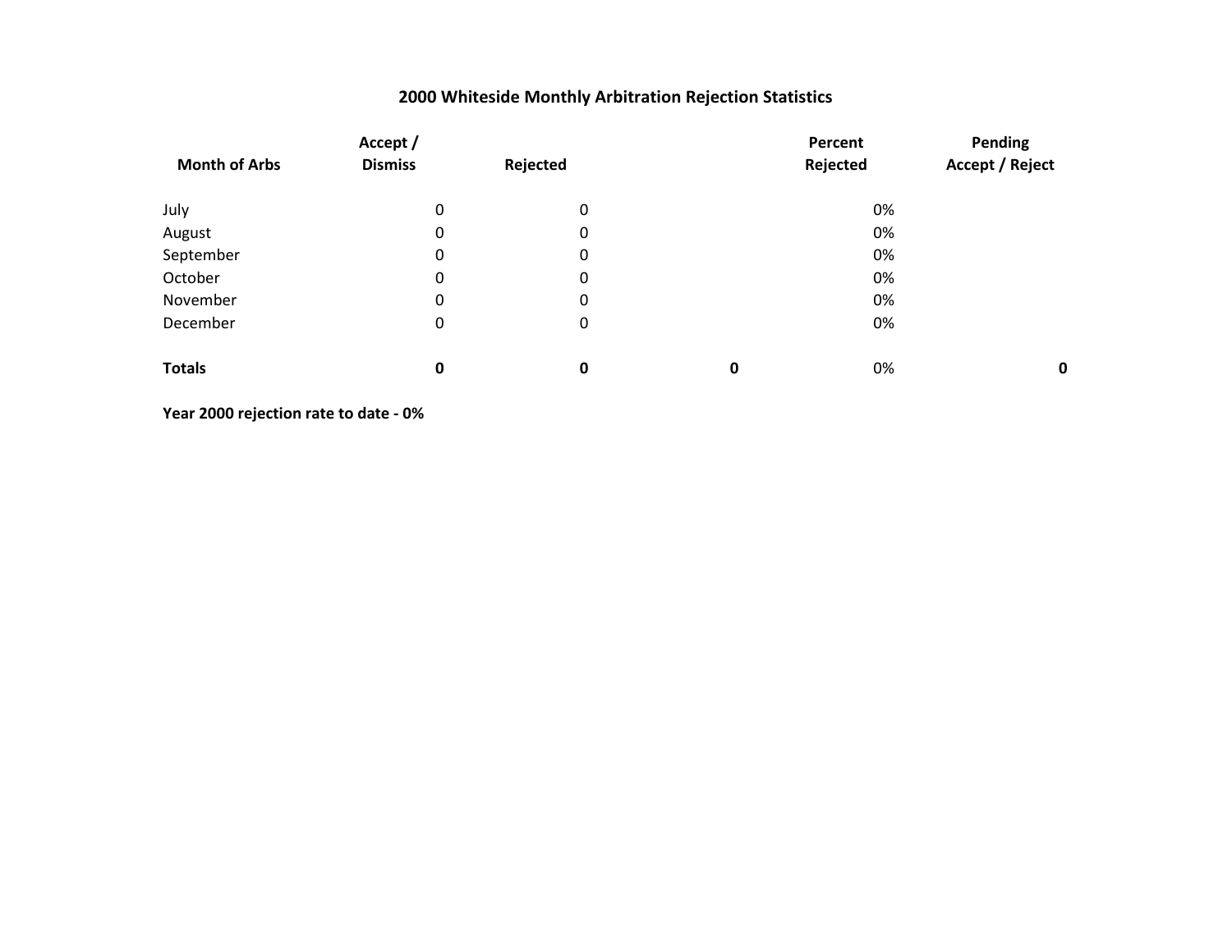# 2000 Whiteside Monthly Arbitration Rejection Statistics

| Month of Arbs | Accept / Dismiss | Rejected | | Percent Rejected | Pending Accept / Reject |
|---|---|---|---|---|---|
| July | 0 | 0 | | 0% | |
| August | 0 | 0 | | 0% | |
| September | 0 | 0 | | 0% | |
| October | 0 | 0 | | 0% | |
| November | 0 | 0 | | 0% | |
| December | 0 | 0 | | 0% | |
| **Totals** | **0** | **0** | **0** | 0% | **0** |

**Year 2000 rejection rate to date - 0%**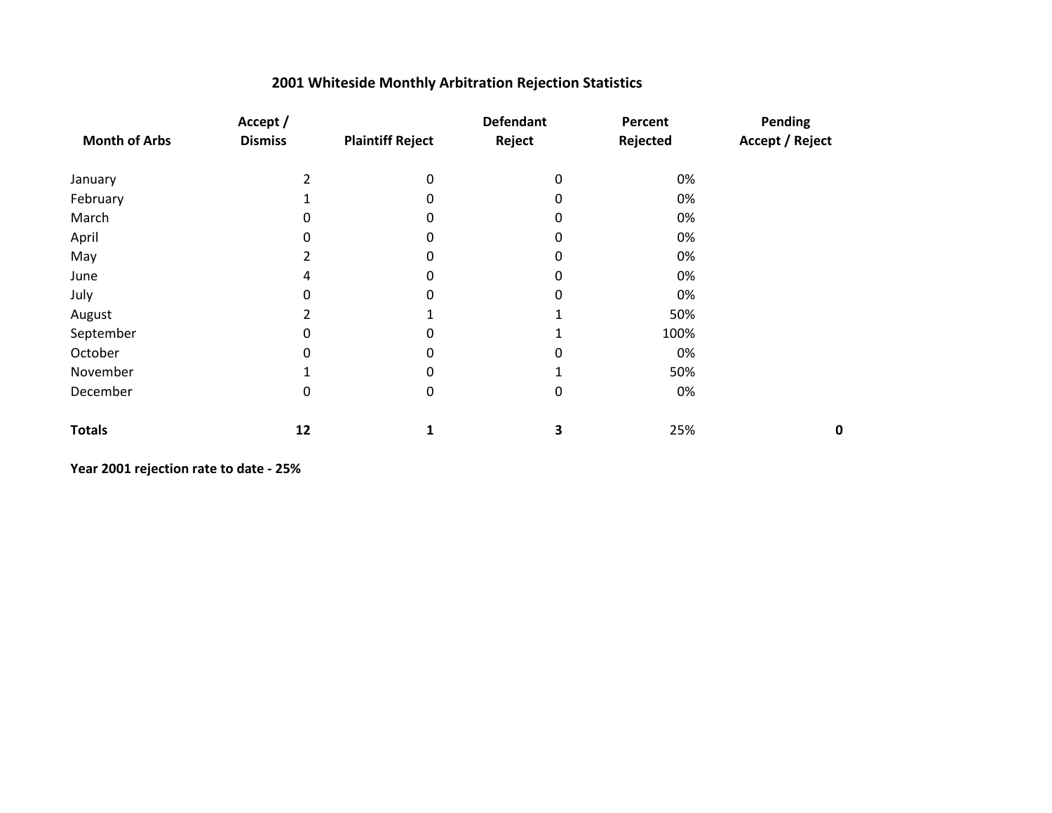# 2001 Whiteside Monthly Arbitration Rejection Statistics

| Month of Arbs | Accept / Dismiss | Plaintiff Reject | Defendant Reject | Percent Rejected | Pending Accept / Reject |
|---|---|---|---|---|---|
| January | 2 | 0 | 0 | 0% | |
| February | 1 | 0 | 0 | 0% | |
| March | 0 | 0 | 0 | 0% | |
| April | 0 | 0 | 0 | 0% | |
| May | 2 | 0 | 0 | 0% | |
| June | 4 | 0 | 0 | 0% | |
| July | 0 | 0 | 0 | 0% | |
| August | 2 | 1 | 1 | 50% | |
| September | 0 | 0 | 1 | 100% | |
| October | 0 | 0 | 0 | 0% | |
| November | 1 | 0 | 1 | 50% | |
| December | 0 | 0 | 0 | 0% | |
| **Totals** | **12** | **1** | **3** | 25% | **0** |

**Year 2001 rejection rate to date - 25%**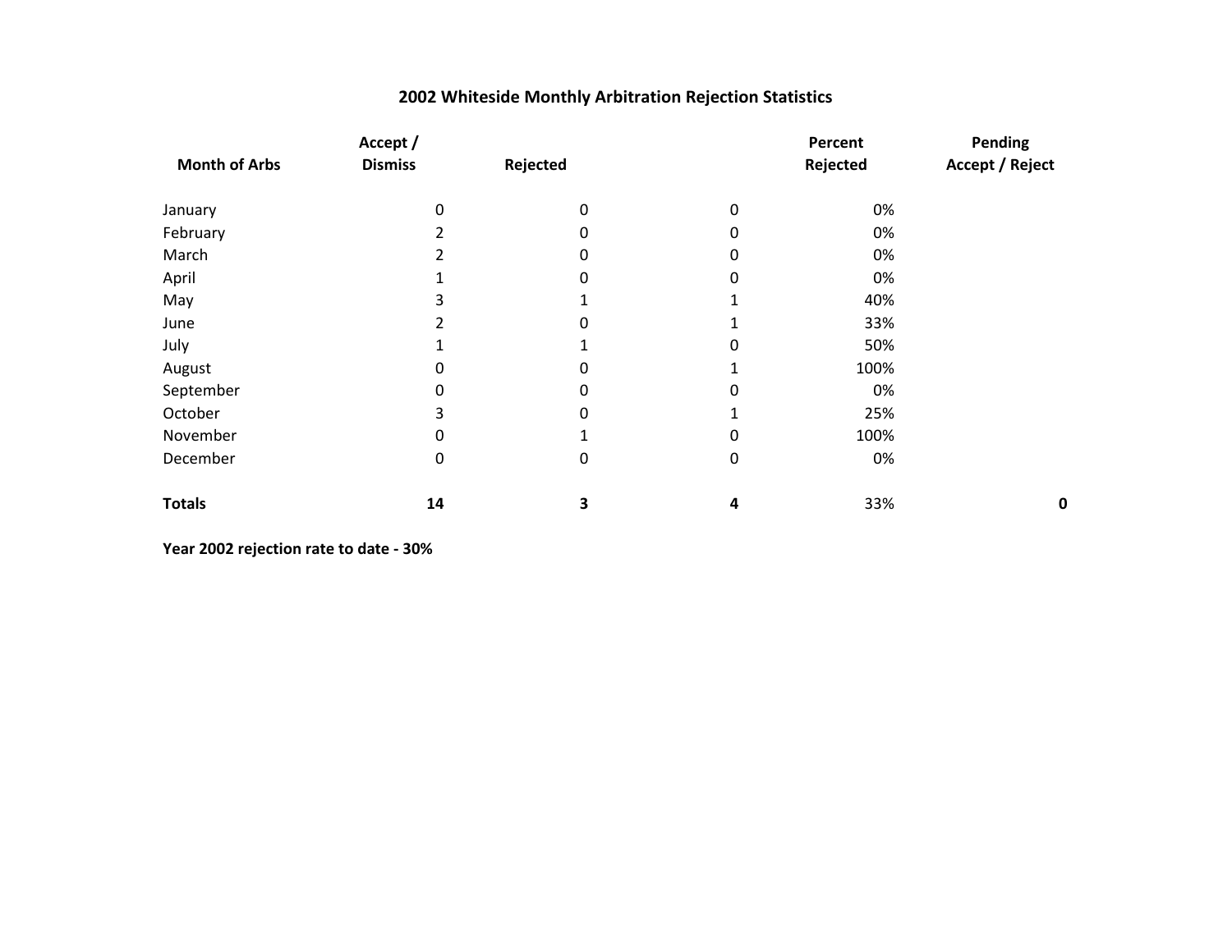# 2002 Whiteside Monthly Arbitration Rejection Statistics

| Month of Arbs | Accept / Dismiss | Rejected | | Percent Rejected | Pending Accept / Reject |
|---|---|---|---|---|---|
| January | 0 | 0 | 0 | 0% | |
| February | 2 | 0 | 0 | 0% | |
| March | 2 | 0 | 0 | 0% | |
| April | 1 | 0 | 0 | 0% | |
| May | 3 | 1 | 1 | 40% | |
| June | 2 | 0 | 1 | 33% | |
| July | 1 | 1 | 0 | 50% | |
| August | 0 | 0 | 1 | 100% | |
| September | 0 | 0 | 0 | 0% | |
| October | 3 | 0 | 1 | 25% | |
| November | 0 | 1 | 0 | 100% | |
| December | 0 | 0 | 0 | 0% | |
| **Totals** | **14** | **3** | **4** | 33% | **0** |

**Year 2002 rejection rate to date - 30%**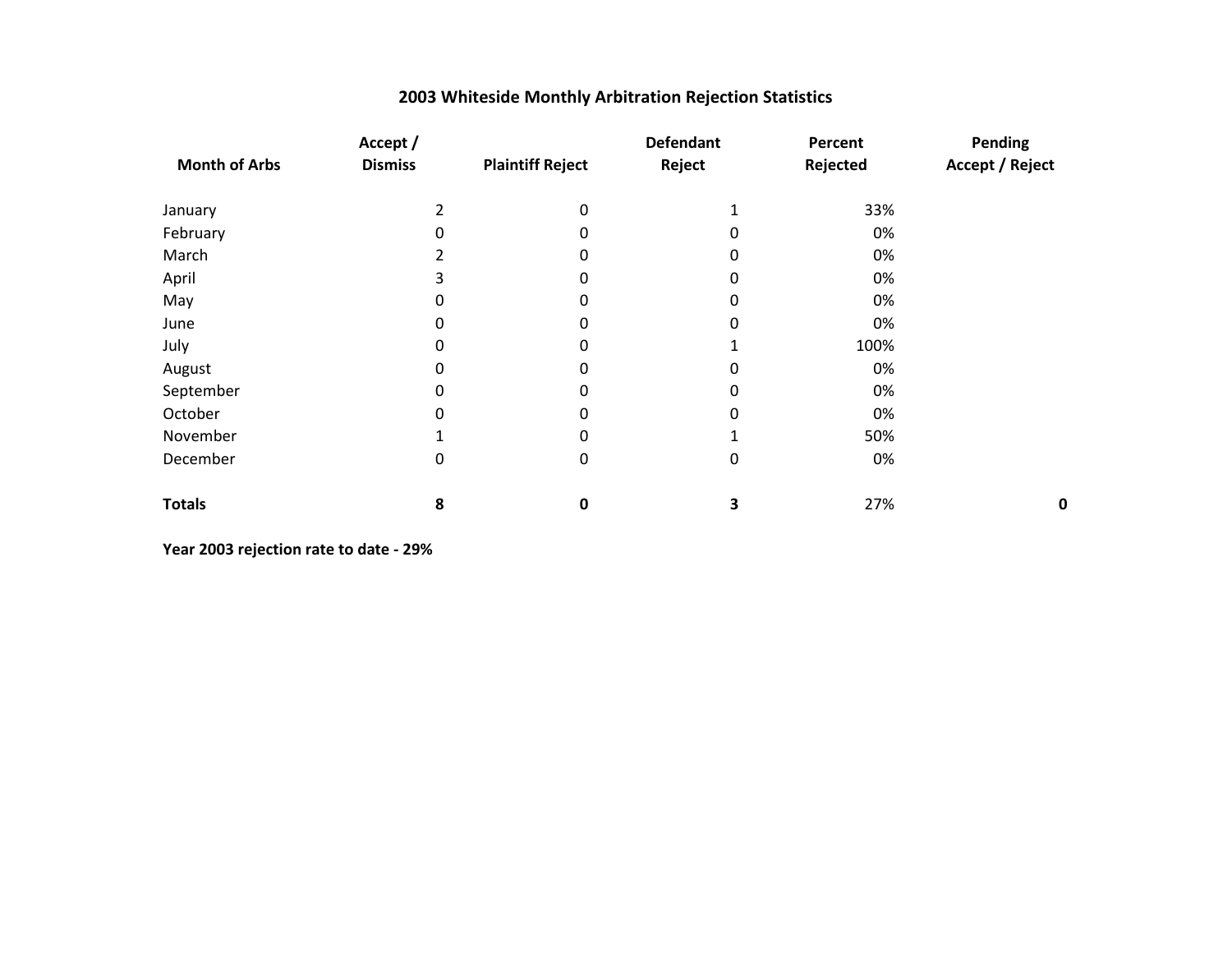# 2003 Whiteside Monthly Arbitration Rejection Statistics

| Month of Arbs | Accept / Dismiss | Plaintiff Reject | Defendant Reject | Percent Rejected | Pending Accept / Reject |
|---|---|---|---|---|---|
| January | 2 | 0 | 1 | 33% | |
| February | 0 | 0 | 0 | 0% | |
| March | 2 | 0 | 0 | 0% | |
| April | 3 | 0 | 0 | 0% | |
| May | 0 | 0 | 0 | 0% | |
| June | 0 | 0 | 0 | 0% | |
| July | 0 | 0 | 1 | 100% | |
| August | 0 | 0 | 0 | 0% | |
| September | 0 | 0 | 0 | 0% | |
| October | 0 | 0 | 0 | 0% | |
| November | 1 | 0 | 1 | 50% | |
| December | 0 | 0 | 0 | 0% | |
| **Totals** | **8** | **0** | **3** | 27% | **0** |

**Year 2003 rejection rate to date - 29%**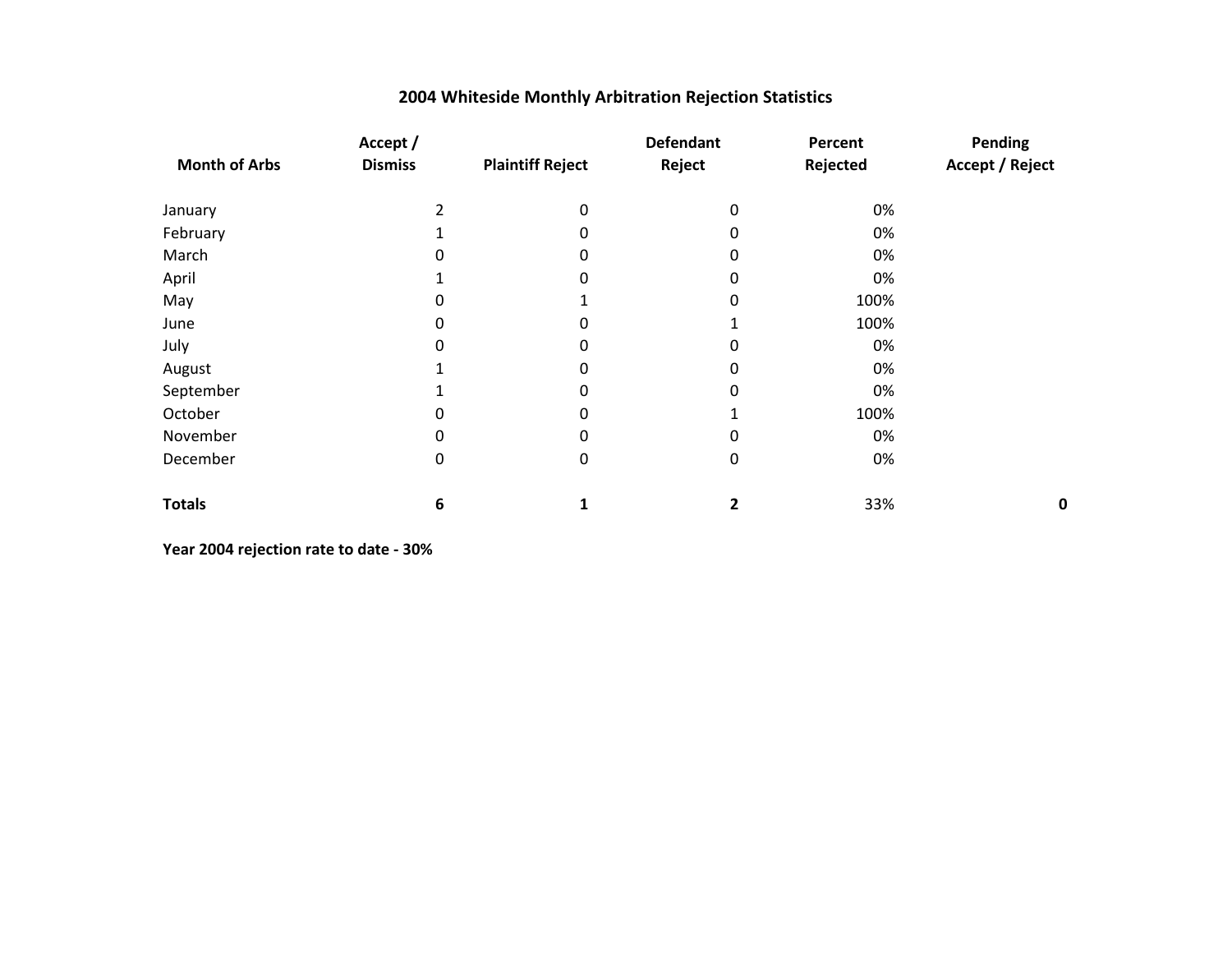## 2004 Whiteside Monthly Arbitration Rejection Statistics

| Month of Arbs | Accept / Dismiss | Plaintiff Reject | Defendant Reject | Percent Rejected | Pending Accept / Reject |
|---|---|---|---|---|---|
| January | 2 | 0 | 0 | 0% | |
| February | 1 | 0 | 0 | 0% | |
| March | 0 | 0 | 0 | 0% | |
| April | 1 | 0 | 0 | 0% | |
| May | 0 | 1 | 0 | 100% | |
| June | 0 | 0 | 1 | 100% | |
| July | 0 | 0 | 0 | 0% | |
| August | 1 | 0 | 0 | 0% | |
| September | 1 | 0 | 0 | 0% | |
| October | 0 | 0 | 1 | 100% | |
| November | 0 | 0 | 0 | 0% | |
| December | 0 | 0 | 0 | 0% | |
| **Totals** | **6** | **1** | **2** | 33% | **0** |

**Year 2004 rejection rate to date - 30%**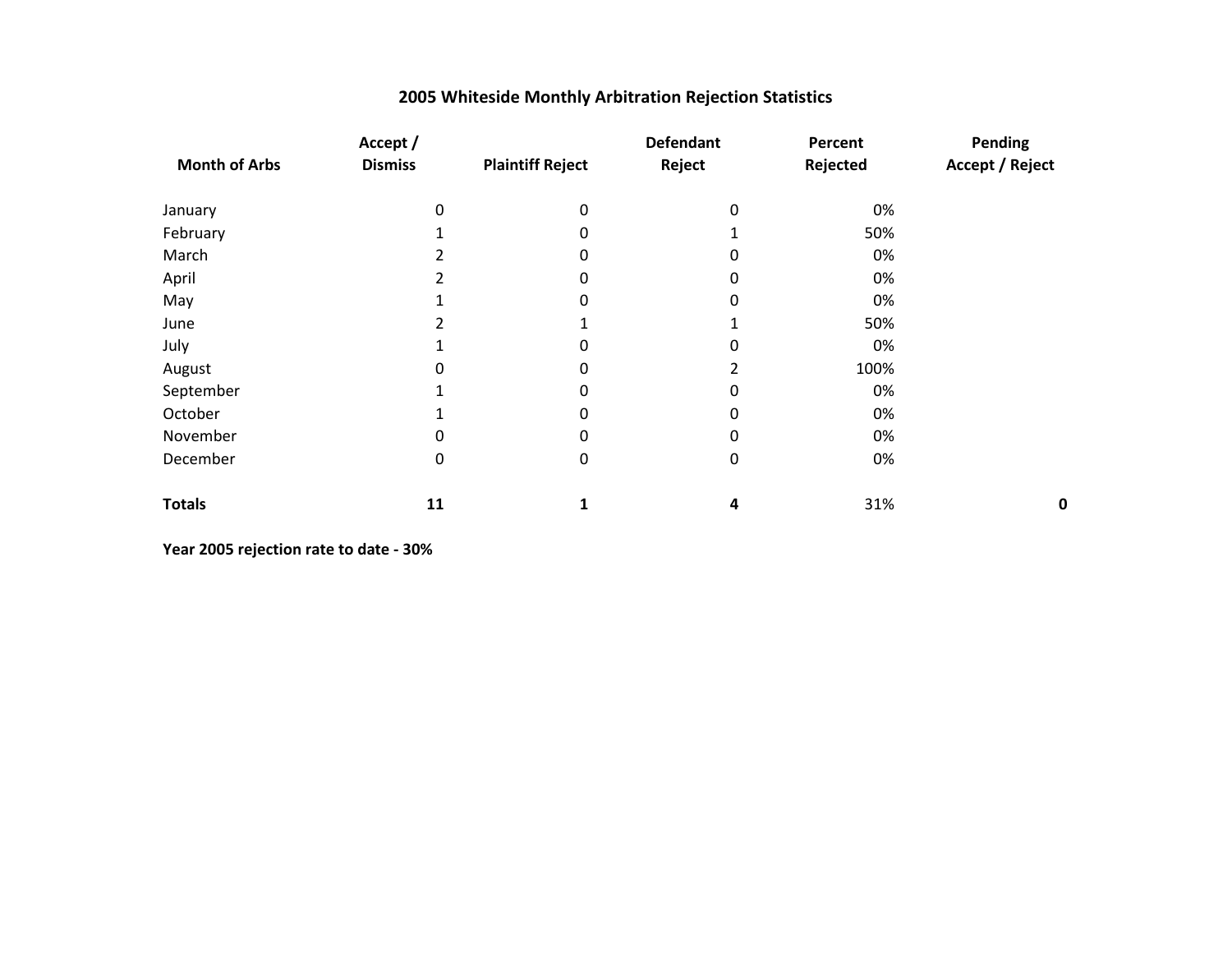# 2005 Whiteside Monthly Arbitration Rejection Statistics

| Month of Arbs | Accept / Dismiss | Plaintiff Reject | Defendant Reject | Percent Rejected | Pending Accept / Reject |
|---|---|---|---|---|---|
| January | 0 | 0 | 0 | 0% | |
| February | 1 | 0 | 1 | 50% | |
| March | 2 | 0 | 0 | 0% | |
| April | 2 | 0 | 0 | 0% | |
| May | 1 | 0 | 0 | 0% | |
| June | 2 | 1 | 1 | 50% | |
| July | 1 | 0 | 0 | 0% | |
| August | 0 | 0 | 2 | 100% | |
| September | 1 | 0 | 0 | 0% | |
| October | 1 | 0 | 0 | 0% | |
| November | 0 | 0 | 0 | 0% | |
| December | 0 | 0 | 0 | 0% | |
| **Totals** | **11** | **1** | **4** | 31% | **0** |

**Year 2005 rejection rate to date - 30%**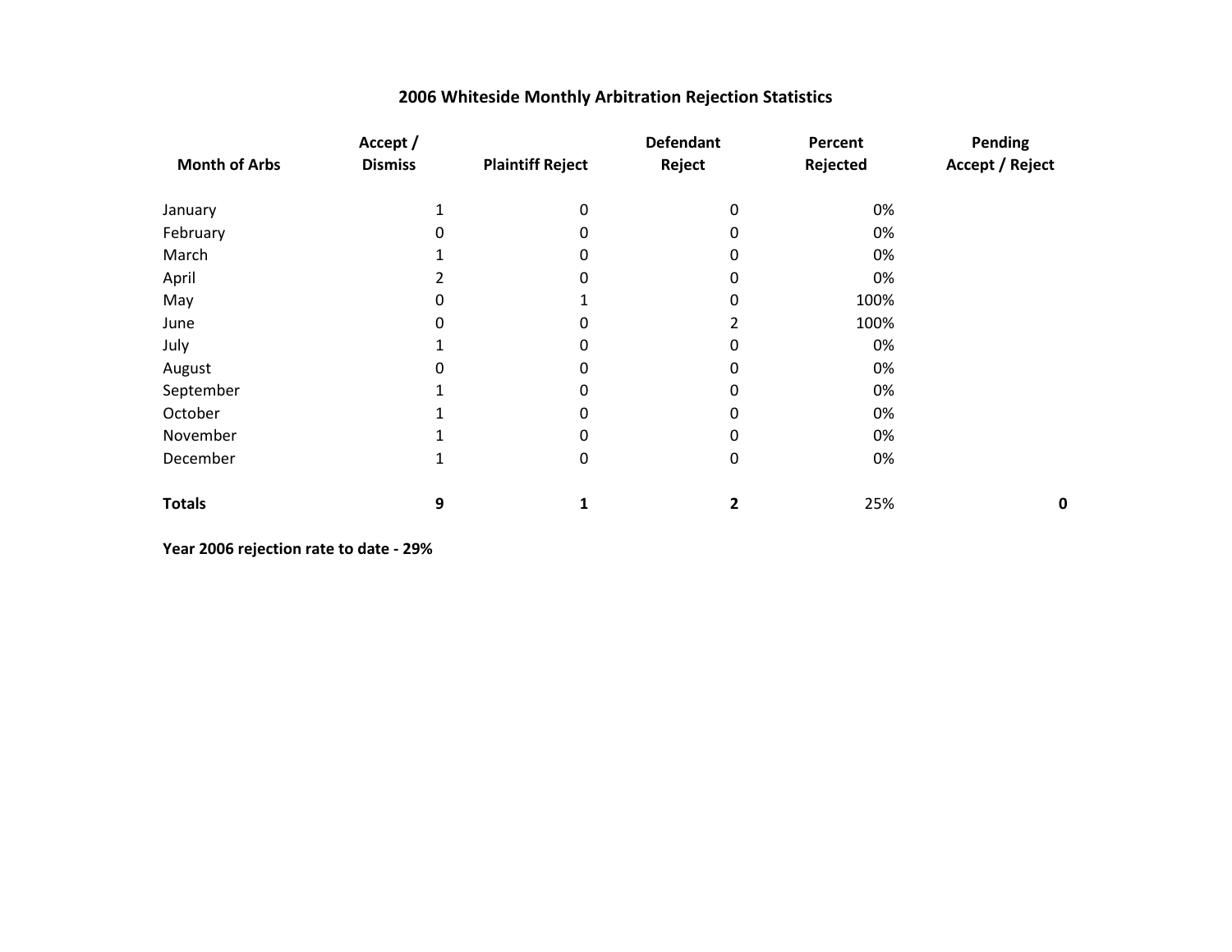# 2006 Whiteside Monthly Arbitration Rejection Statistics

| Month of Arbs | Accept / Dismiss | Plaintiff Reject | Defendant Reject | Percent Rejected | Pending Accept / Reject |
|---|---|---|---|---|---|
| January | 1 | 0 | 0 | 0% | |
| February | 0 | 0 | 0 | 0% | |
| March | 1 | 0 | 0 | 0% | |
| April | 2 | 0 | 0 | 0% | |
| May | 0 | 1 | 0 | 100% | |
| June | 0 | 0 | 2 | 100% | |
| July | 1 | 0 | 0 | 0% | |
| August | 0 | 0 | 0 | 0% | |
| September | 1 | 0 | 0 | 0% | |
| October | 1 | 0 | 0 | 0% | |
| November | 1 | 0 | 0 | 0% | |
| December | 1 | 0 | 0 | 0% | |
| **Totals** | **9** | **1** | **2** | 25% | **0** |

**Year 2006 rejection rate to date - 29%**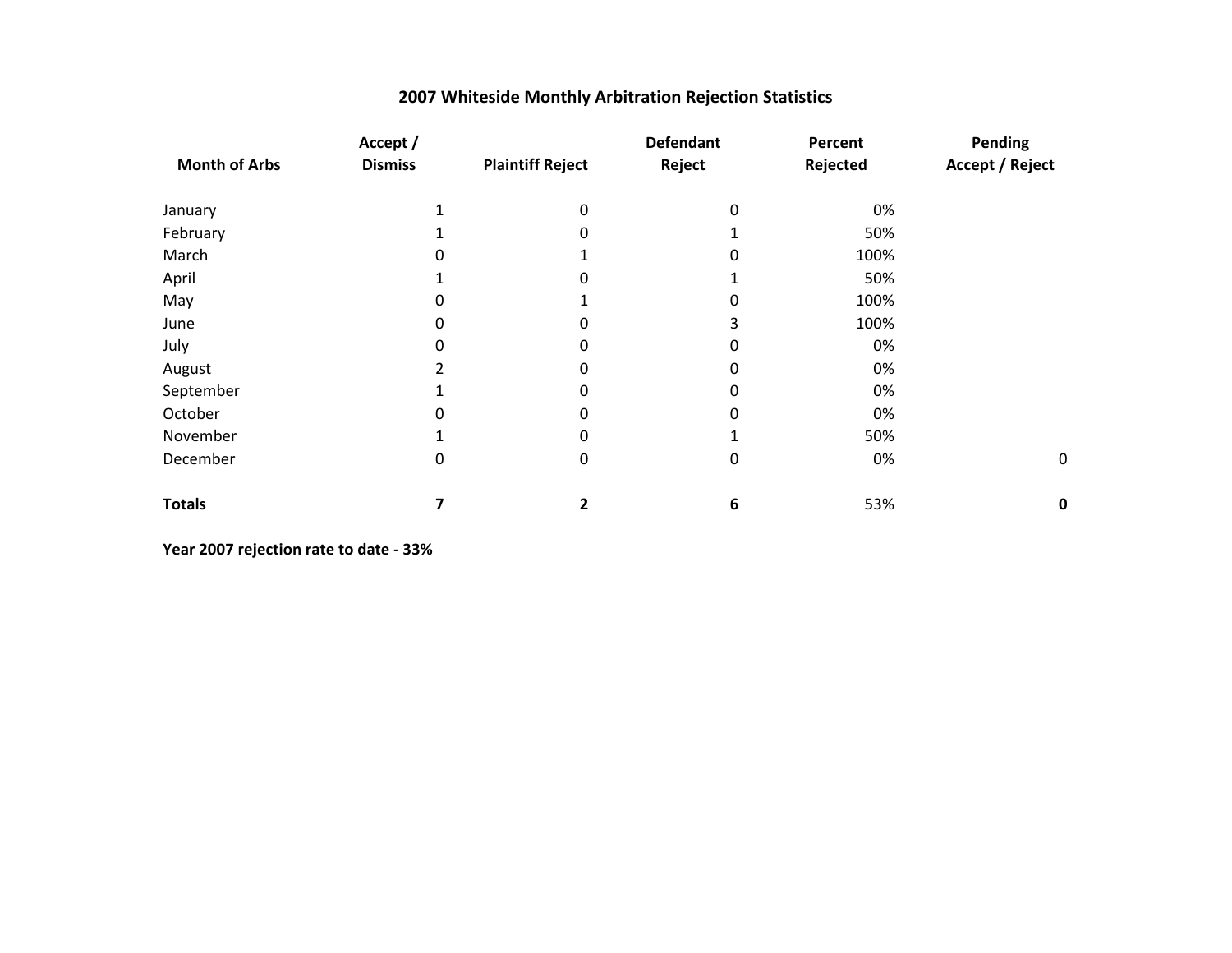# 2007 Whiteside Monthly Arbitration Rejection Statistics

| Month of Arbs | Accept / Dismiss | Plaintiff Reject | Defendant Reject | Percent Rejected | Pending Accept / Reject |
|---|---|---|---|---|---|
| January | 1 | 0 | 0 | 0% | |
| February | 1 | 0 | 1 | 50% | |
| March | 0 | 1 | 0 | 100% | |
| April | 1 | 0 | 1 | 50% | |
| May | 0 | 1 | 0 | 100% | |
| June | 0 | 0 | 3 | 100% | |
| July | 0 | 0 | 0 | 0% | |
| August | 2 | 0 | 0 | 0% | |
| September | 1 | 0 | 0 | 0% | |
| October | 0 | 0 | 0 | 0% | |
| November | 1 | 0 | 1 | 50% | |
| December | 0 | 0 | 0 | 0% | 0 |
| **Totals** | **7** | **2** | **6** | 53% | **0** |

**Year 2007 rejection rate to date - 33%**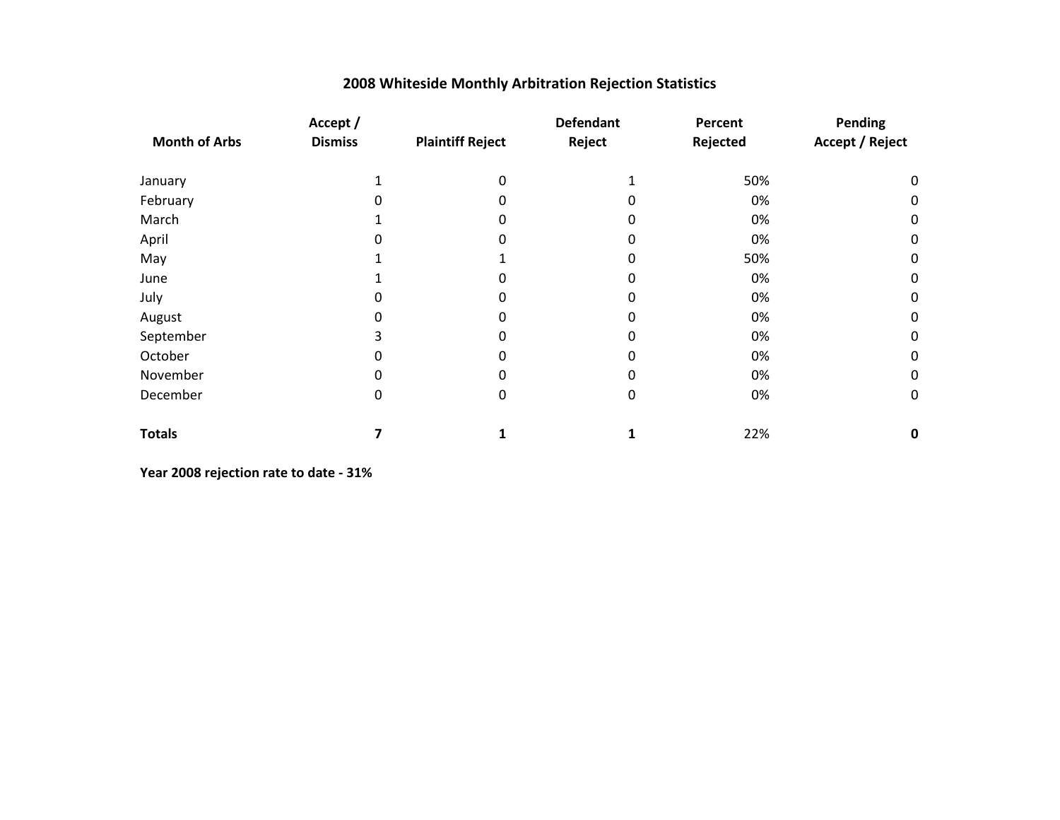## 2008 Whiteside Monthly Arbitration Rejection Statistics

| Month of Arbs | Accept / Dismiss | Plaintiff Reject | Defendant Reject | Percent Rejected | Pending Accept / Reject |
|---|---|---|---|---|---|
| January | 1 | 0 | 1 | 50% | 0 |
| February | 0 | 0 | 0 | 0% | 0 |
| March | 1 | 0 | 0 | 0% | 0 |
| April | 0 | 0 | 0 | 0% | 0 |
| May | 1 | 1 | 0 | 50% | 0 |
| June | 1 | 0 | 0 | 0% | 0 |
| July | 0 | 0 | 0 | 0% | 0 |
| August | 0 | 0 | 0 | 0% | 0 |
| September | 3 | 0 | 0 | 0% | 0 |
| October | 0 | 0 | 0 | 0% | 0 |
| November | 0 | 0 | 0 | 0% | 0 |
| December | 0 | 0 | 0 | 0% | 0 |
| **Totals** | **7** | **1** | **1** | 22% | **0** |

**Year 2008 rejection rate to date - 31%**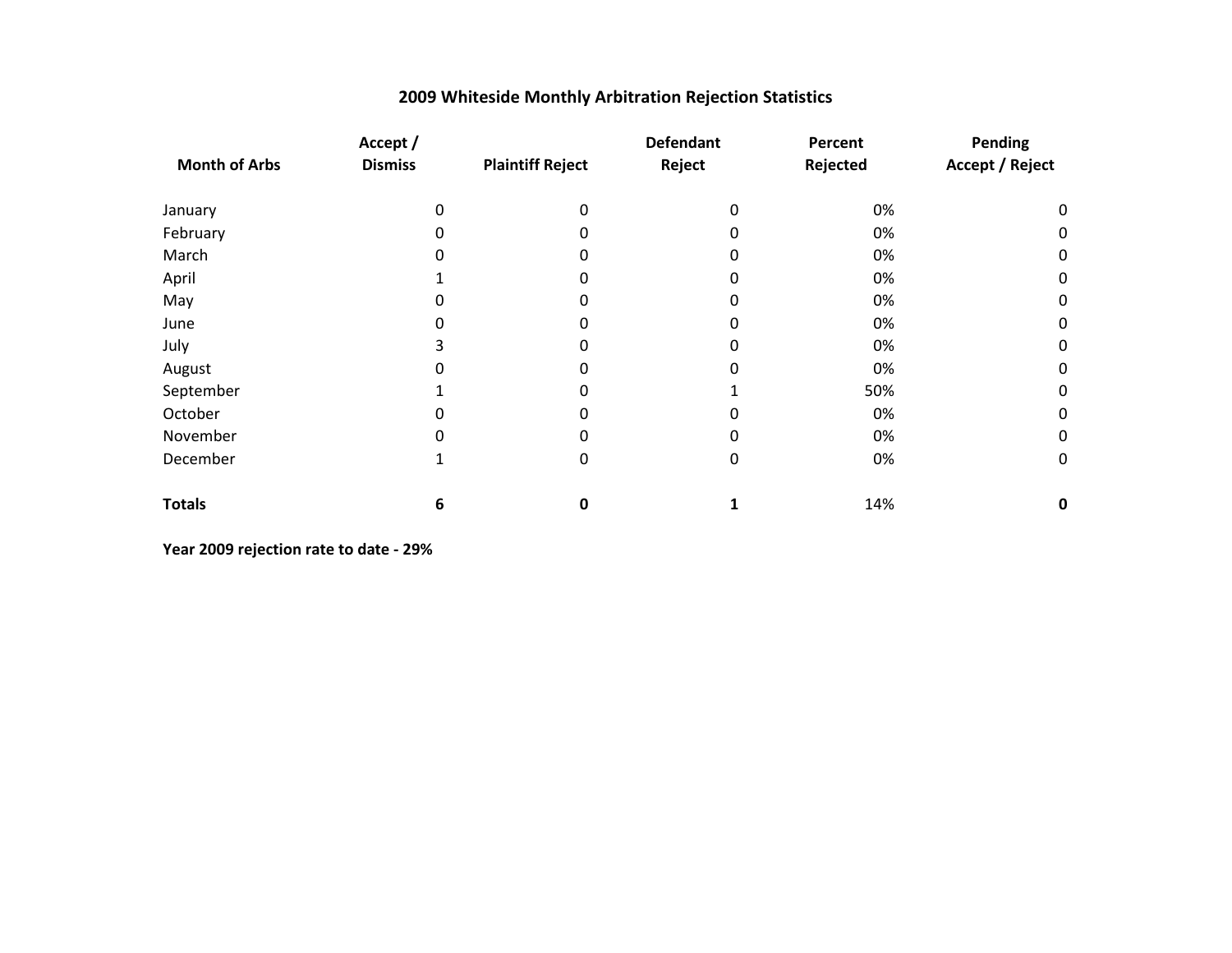# 2009 Whiteside Monthly Arbitration Rejection Statistics

| Month of Arbs | Accept / Dismiss | Plaintiff Reject | Defendant Reject | Percent Rejected | Pending Accept / Reject |
|---|---|---|---|---|---|
| January | 0 | 0 | 0 | 0% | 0 |
| February | 0 | 0 | 0 | 0% | 0 |
| March | 0 | 0 | 0 | 0% | 0 |
| April | 1 | 0 | 0 | 0% | 0 |
| May | 0 | 0 | 0 | 0% | 0 |
| June | 0 | 0 | 0 | 0% | 0 |
| July | 3 | 0 | 0 | 0% | 0 |
| August | 0 | 0 | 0 | 0% | 0 |
| September | 1 | 0 | 1 | 50% | 0 |
| October | 0 | 0 | 0 | 0% | 0 |
| November | 0 | 0 | 0 | 0% | 0 |
| December | 1 | 0 | 0 | 0% | 0 |
| **Totals** | **6** | **0** | **1** | 14% | **0** |

**Year 2009 rejection rate to date - 29%**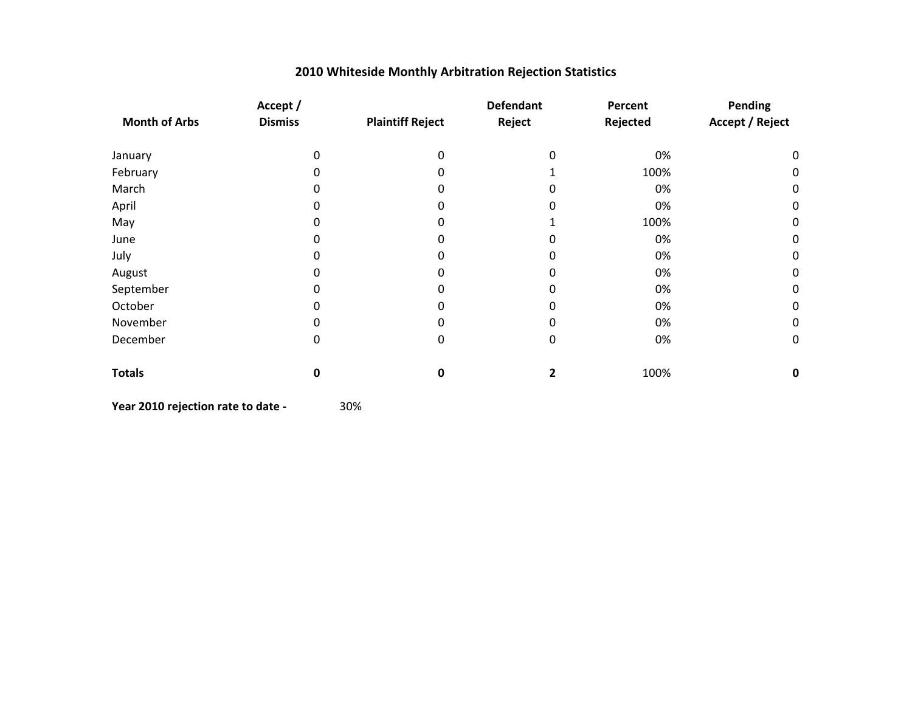# 2010 Whiteside Monthly Arbitration Rejection Statistics

| Month of Arbs | Accept / Dismiss | Plaintiff Reject | Defendant Reject | Percent Rejected | Pending Accept / Reject |
|---|---|---|---|---|---|
| January | 0 | 0 | 0 | 0% | 0 |
| February | 0 | 0 | 1 | 100% | 0 |
| March | 0 | 0 | 0 | 0% | 0 |
| April | 0 | 0 | 0 | 0% | 0 |
| May | 0 | 0 | 1 | 100% | 0 |
| June | 0 | 0 | 0 | 0% | 0 |
| July | 0 | 0 | 0 | 0% | 0 |
| August | 0 | 0 | 0 | 0% | 0 |
| September | 0 | 0 | 0 | 0% | 0 |
| October | 0 | 0 | 0 | 0% | 0 |
| November | 0 | 0 | 0 | 0% | 0 |
| December | 0 | 0 | 0 | 0% | 0 |
| **Totals** | **0** | **0** | **2** | 100% | **0** |

**Year 2010 rejection rate to date -** 30%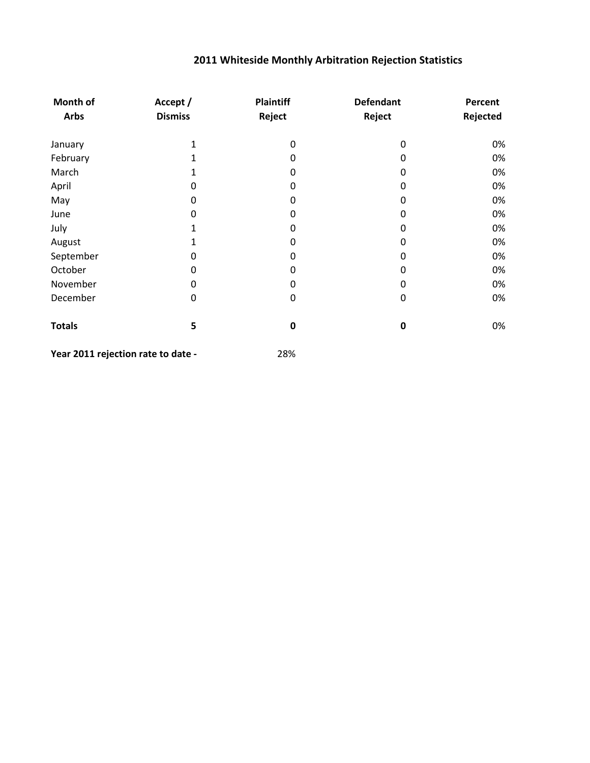# 2011 Whiteside Monthly Arbitration Rejection Statistics

| Month of Arbs | Accept / Dismiss | Plaintiff Reject | Defendant Reject | Percent Rejected |
|---|---|---|---|---|
| January | 1 | 0 | 0 | 0% |
| February | 1 | 0 | 0 | 0% |
| March | 1 | 0 | 0 | 0% |
| April | 0 | 0 | 0 | 0% |
| May | 0 | 0 | 0 | 0% |
| June | 0 | 0 | 0 | 0% |
| July | 1 | 0 | 0 | 0% |
| August | 1 | 0 | 0 | 0% |
| September | 0 | 0 | 0 | 0% |
| October | 0 | 0 | 0 | 0% |
| November | 0 | 0 | 0 | 0% |
| December | 0 | 0 | 0 | 0% |
| **Totals** | **5** | **0** | **0** | 0% |

**Year 2011 rejection rate to date -** 28%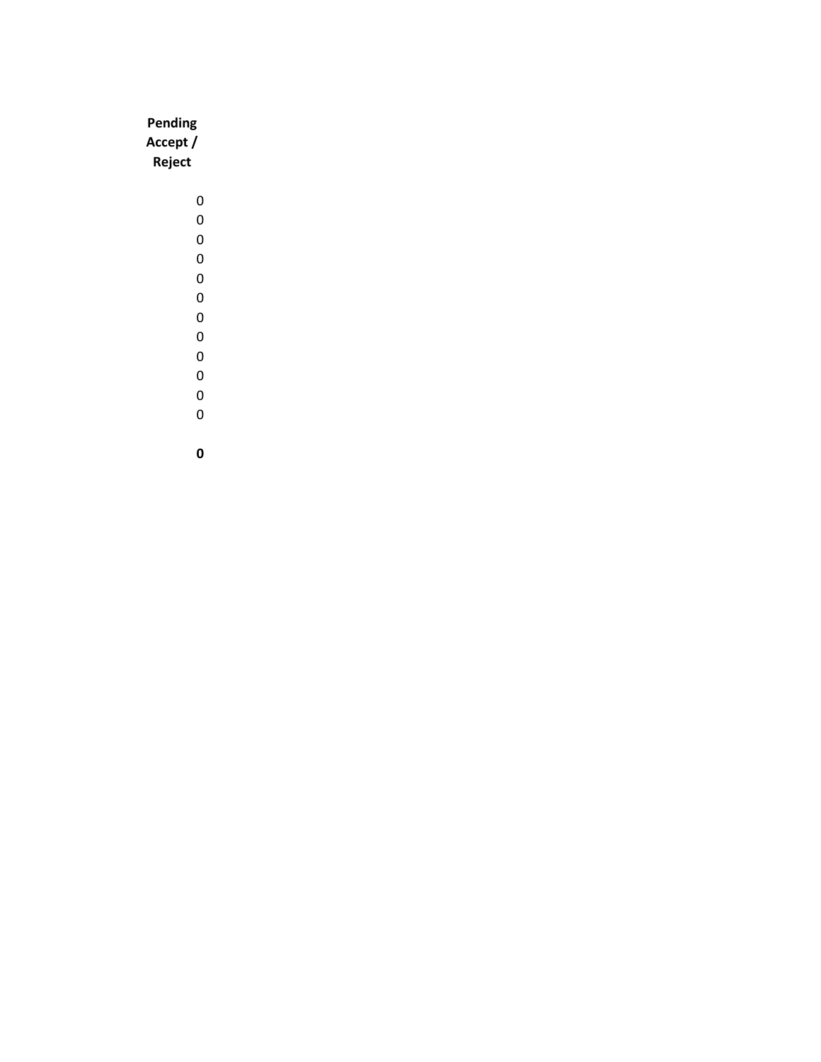| Pending Accept / Reject |
|---|
| 0 |
| 0 |
| 0 |
| 0 |
| 0 |
| 0 |
| 0 |
| 0 |
| 0 |
| 0 |
| 0 |
| 0 |
| **0** |